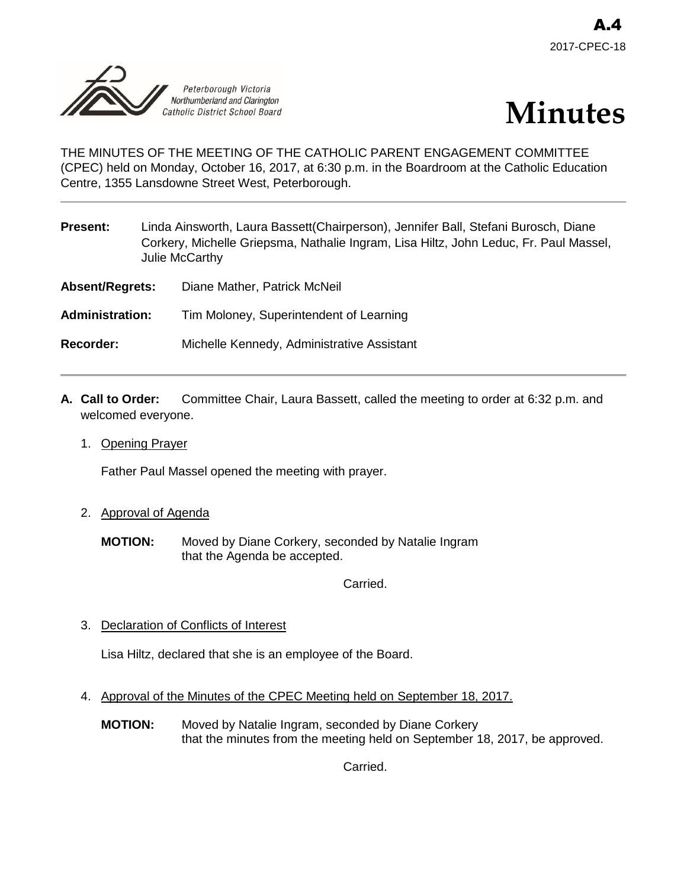A.4
2017-CPEC-18

Peterborough Victoria Northumberland and Clarington Catholic District School Board

# Minutes

THE MINUTES OF THE MEETING OF THE CATHOLIC PARENT ENGAGEMENT COMMITTEE (CPEC) held on Monday, October 16, 2017, at 6:30 p.m. in the Boardroom at the Catholic Education Centre, 1355 Lansdowne Street West, Peterborough.

---

**Present:** Linda Ainsworth, Laura Bassett(Chairperson), Jennifer Ball, Stefani Burosch, Diane Corkery, Michelle Griepsma, Nathalie Ingram, Lisa Hiltz, John Leduc, Fr. Paul Massel, Julie McCarthy

**Absent/Regrets:** Diane Mather, Patrick McNeil

**Administration:** Tim Moloney, Superintendent of Learning

**Recorder:** Michelle Kennedy, Administrative Assistant

---

**A. Call to Order:** Committee Chair, Laura Bassett, called the meeting to order at 6:32 p.m. and welcomed everyone.

1. Opening Prayer

   Father Paul Massel opened the meeting with prayer.

2. Approval of Agenda

   **MOTION:** Moved by Diane Corkery, seconded by Natalie Ingram that the Agenda be accepted.

   Carried.

3. Declaration of Conflicts of Interest

   Lisa Hiltz, declared that she is an employee of the Board.

4. Approval of the Minutes of the CPEC Meeting held on September 18, 2017.

   **MOTION:** Moved by Natalie Ingram, seconded by Diane Corkery that the minutes from the meeting held on September 18, 2017, be approved.

   Carried.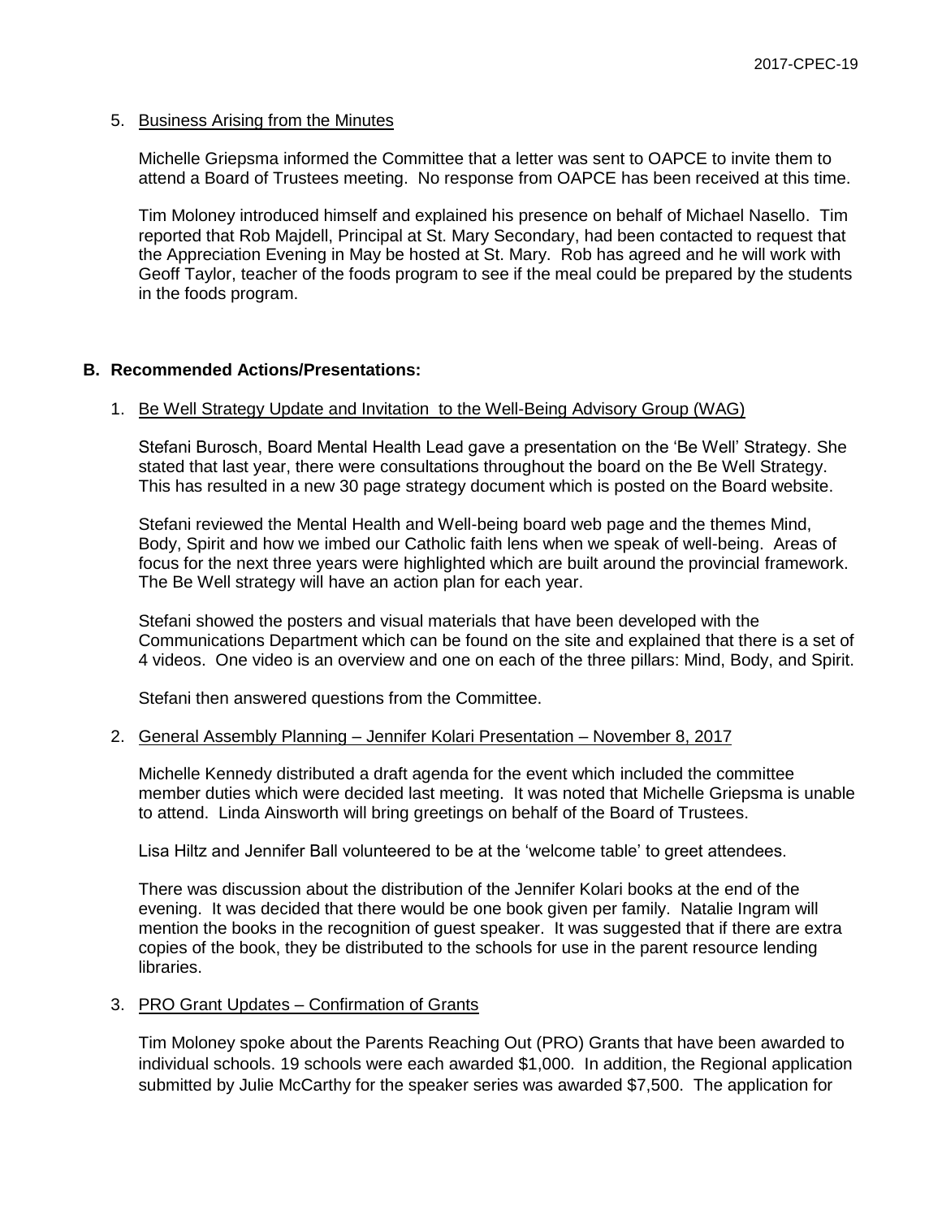5. Business Arising from the Minutes

   Michelle Griepsma informed the Committee that a letter was sent to OAPCE to invite them to attend a Board of Trustees meeting. No response from OAPCE has been received at this time.

   Tim Moloney introduced himself and explained his presence on behalf of Michael Nasello. Tim reported that Rob Majdell, Principal at St. Mary Secondary, had been contacted to request that the Appreciation Evening in May be hosted at St. Mary. Rob has agreed and he will work with Geoff Taylor, teacher of the foods program to see if the meal could be prepared by the students in the foods program.

## B. Recommended Actions/Presentations:

1. Be Well Strategy Update and Invitation to the Well-Being Advisory Group (WAG)

   Stefani Burosch, Board Mental Health Lead gave a presentation on the 'Be Well' Strategy. She stated that last year, there were consultations throughout the board on the Be Well Strategy. This has resulted in a new 30 page strategy document which is posted on the Board website.

   Stefani reviewed the Mental Health and Well-being board web page and the themes Mind, Body, Spirit and how we imbed our Catholic faith lens when we speak of well-being. Areas of focus for the next three years were highlighted which are built around the provincial framework. The Be Well strategy will have an action plan for each year.

   Stefani showed the posters and visual materials that have been developed with the Communications Department which can be found on the site and explained that there is a set of 4 videos. One video is an overview and one on each of the three pillars: Mind, Body, and Spirit.

   Stefani then answered questions from the Committee.

2. General Assembly Planning – Jennifer Kolari Presentation – November 8, 2017

   Michelle Kennedy distributed a draft agenda for the event which included the committee member duties which were decided last meeting. It was noted that Michelle Griepsma is unable to attend. Linda Ainsworth will bring greetings on behalf of the Board of Trustees.

   Lisa Hiltz and Jennifer Ball volunteered to be at the 'welcome table' to greet attendees.

   There was discussion about the distribution of the Jennifer Kolari books at the end of the evening. It was decided that there would be one book given per family. Natalie Ingram will mention the books in the recognition of guest speaker. It was suggested that if there are extra copies of the book, they be distributed to the schools for use in the parent resource lending libraries.

3. PRO Grant Updates – Confirmation of Grants

   Tim Moloney spoke about the Parents Reaching Out (PRO) Grants that have been awarded to individual schools. 19 schools were each awarded $1,000. In addition, the Regional application submitted by Julie McCarthy for the speaker series was awarded $7,500. The application for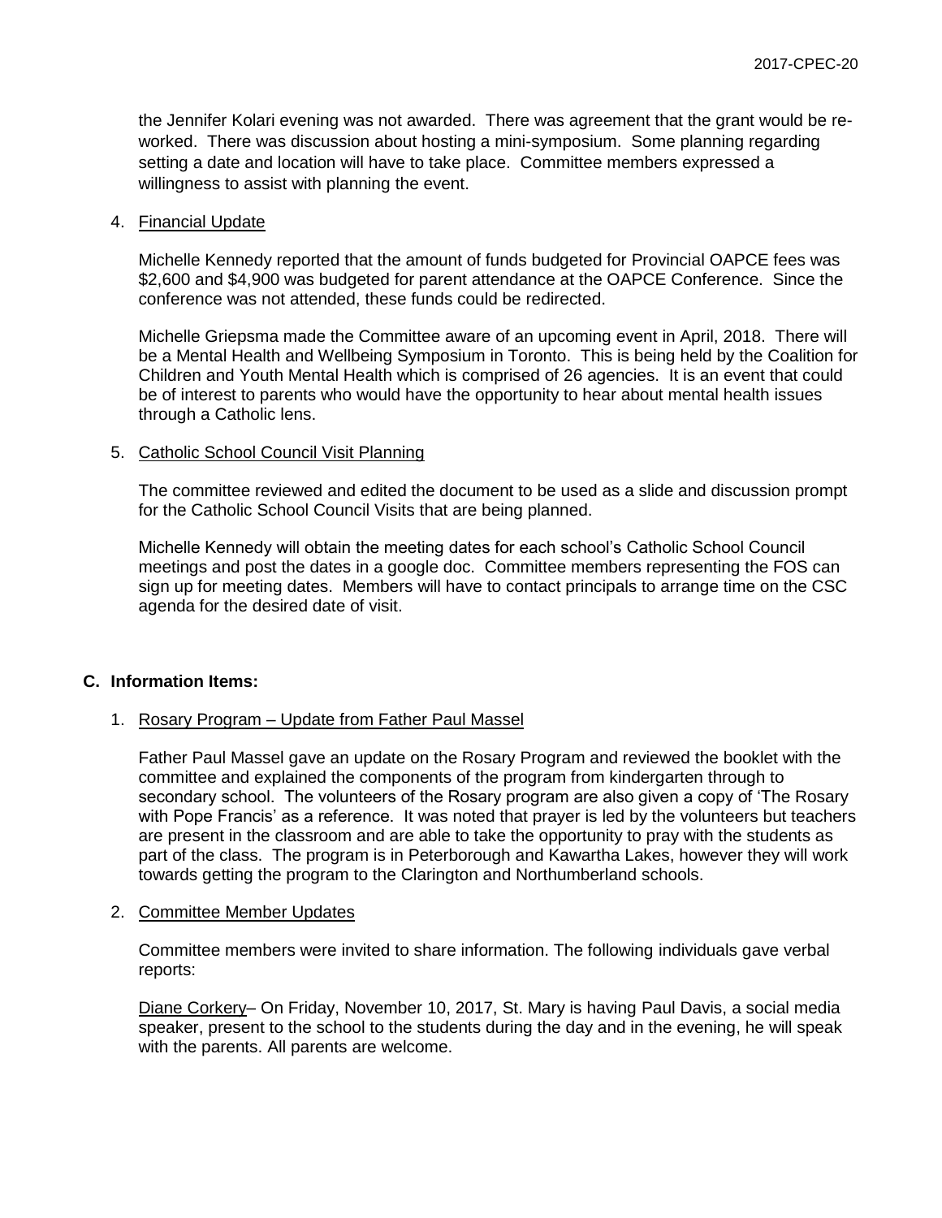the Jennifer Kolari evening was not awarded. There was agreement that the grant would be re-worked. There was discussion about hosting a mini-symposium. Some planning regarding setting a date and location will have to take place. Committee members expressed a willingness to assist with planning the event.

4. Financial Update

   Michelle Kennedy reported that the amount of funds budgeted for Provincial OAPCE fees was $2,600 and $4,900 was budgeted for parent attendance at the OAPCE Conference. Since the conference was not attended, these funds could be redirected.

   Michelle Griepsma made the Committee aware of an upcoming event in April, 2018. There will be a Mental Health and Wellbeing Symposium in Toronto. This is being held by the Coalition for Children and Youth Mental Health which is comprised of 26 agencies. It is an event that could be of interest to parents who would have the opportunity to hear about mental health issues through a Catholic lens.

5. Catholic School Council Visit Planning

   The committee reviewed and edited the document to be used as a slide and discussion prompt for the Catholic School Council Visits that are being planned.

   Michelle Kennedy will obtain the meeting dates for each school's Catholic School Council meetings and post the dates in a google doc. Committee members representing the FOS can sign up for meeting dates. Members will have to contact principals to arrange time on the CSC agenda for the desired date of visit.

## C. Information Items:

1. Rosary Program – Update from Father Paul Massel

   Father Paul Massel gave an update on the Rosary Program and reviewed the booklet with the committee and explained the components of the program from kindergarten through to secondary school. The volunteers of the Rosary program are also given a copy of 'The Rosary with Pope Francis' as a reference. It was noted that prayer is led by the volunteers but teachers are present in the classroom and are able to take the opportunity to pray with the students as part of the class. The program is in Peterborough and Kawartha Lakes, however they will work towards getting the program to the Clarington and Northumberland schools.

2. Committee Member Updates

   Committee members were invited to share information. The following individuals gave verbal reports:

   Diane Corkery– On Friday, November 10, 2017, St. Mary is having Paul Davis, a social media speaker, present to the school to the students during the day and in the evening, he will speak with the parents. All parents are welcome.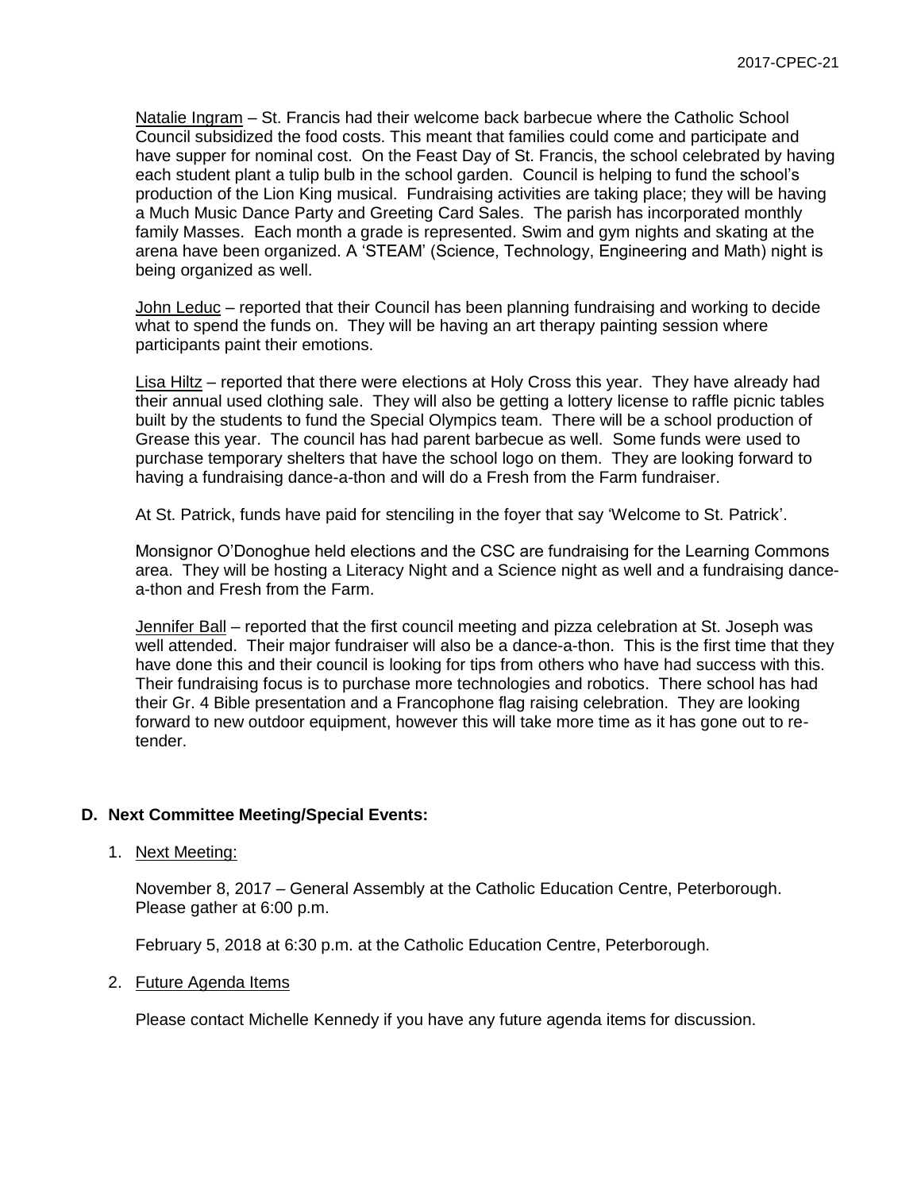Natalie Ingram – St. Francis had their welcome back barbecue where the Catholic School Council subsidized the food costs. This meant that families could come and participate and have supper for nominal cost. On the Feast Day of St. Francis, the school celebrated by having each student plant a tulip bulb in the school garden. Council is helping to fund the school's production of the Lion King musical. Fundraising activities are taking place; they will be having a Much Music Dance Party and Greeting Card Sales. The parish has incorporated monthly family Masses. Each month a grade is represented. Swim and gym nights and skating at the arena have been organized. A 'STEAM' (Science, Technology, Engineering and Math) night is being organized as well.

John Leduc – reported that their Council has been planning fundraising and working to decide what to spend the funds on. They will be having an art therapy painting session where participants paint their emotions.

Lisa Hiltz – reported that there were elections at Holy Cross this year. They have already had their annual used clothing sale. They will also be getting a lottery license to raffle picnic tables built by the students to fund the Special Olympics team. There will be a school production of Grease this year. The council has had parent barbecue as well. Some funds were used to purchase temporary shelters that have the school logo on them. They are looking forward to having a fundraising dance-a-thon and will do a Fresh from the Farm fundraiser.

At St. Patrick, funds have paid for stenciling in the foyer that say 'Welcome to St. Patrick'.

Monsignor O'Donoghue held elections and the CSC are fundraising for the Learning Commons area. They will be hosting a Literacy Night and a Science night as well and a fundraising dance-a-thon and Fresh from the Farm.

Jennifer Ball – reported that the first council meeting and pizza celebration at St. Joseph was well attended. Their major fundraiser will also be a dance-a-thon. This is the first time that they have done this and their council is looking for tips from others who have had success with this. Their fundraising focus is to purchase more technologies and robotics. There school has had their Gr. 4 Bible presentation and a Francophone flag raising celebration. They are looking forward to new outdoor equipment, however this will take more time as it has gone out to re-tender.

## D. Next Committee Meeting/Special Events:

1. Next Meeting:

   November 8, 2017 – General Assembly at the Catholic Education Centre, Peterborough. Please gather at 6:00 p.m.

   February 5, 2018 at 6:30 p.m. at the Catholic Education Centre, Peterborough.

2. Future Agenda Items

   Please contact Michelle Kennedy if you have any future agenda items for discussion.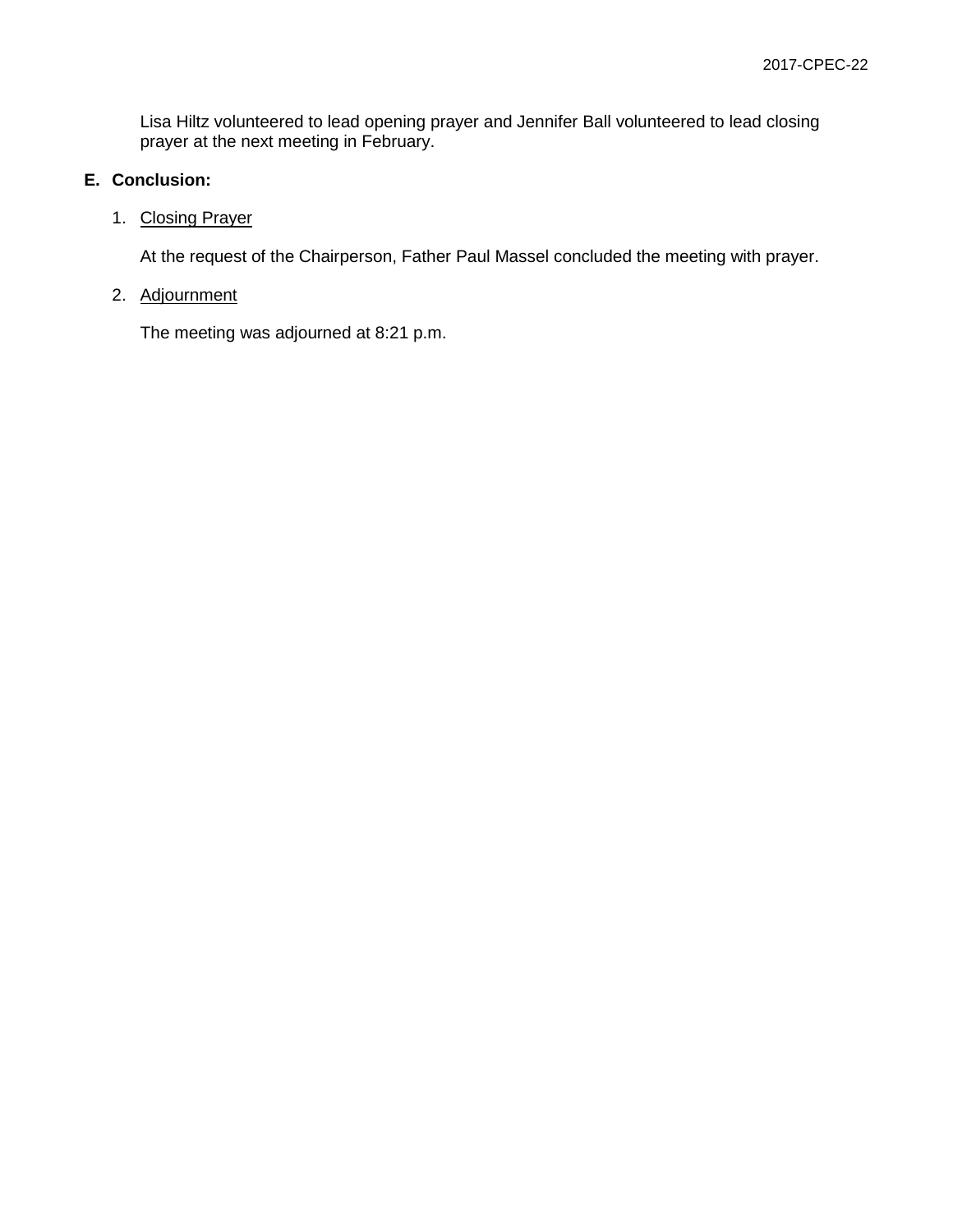Lisa Hiltz volunteered to lead opening prayer and Jennifer Ball volunteered to lead closing prayer at the next meeting in February.

**E. Conclusion:**

1. Closing Prayer

   At the request of the Chairperson, Father Paul Massel concluded the meeting with prayer.

2. Adjournment

   The meeting was adjourned at 8:21 p.m.